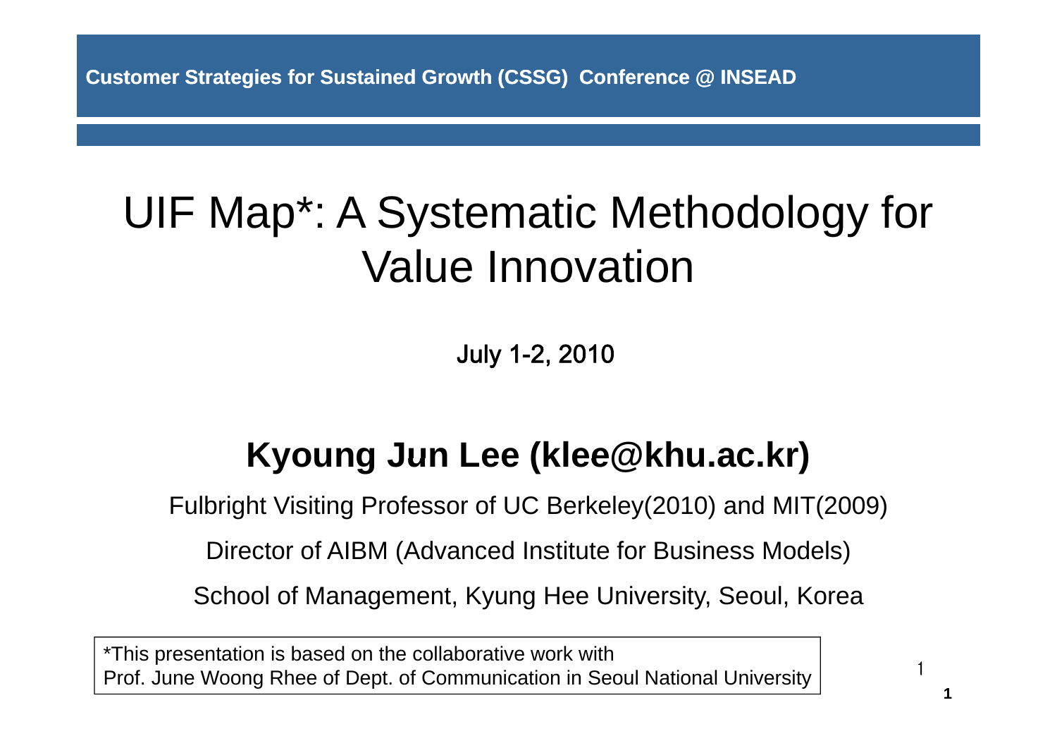**Customer Strategies for Sustained Growth (CSSG) Conference @ INSEAD**

# UIF Map*: A Systematic Methodology for Value Innovation

July 1-2, 2010

## Kyoung Jun Lee (klee@khu.ac.kr)

Fulbright Visiting Professor of UC Berkeley(2010) and MIT(2009)

Director of AIBM (Advanced Institute for Business Models)

School of Management, Kyung Hee University, Seoul, Korea

*This presentation is based on the collaborative work with
Prof. June Woong Rhee of Dept. of Communication in Seoul National University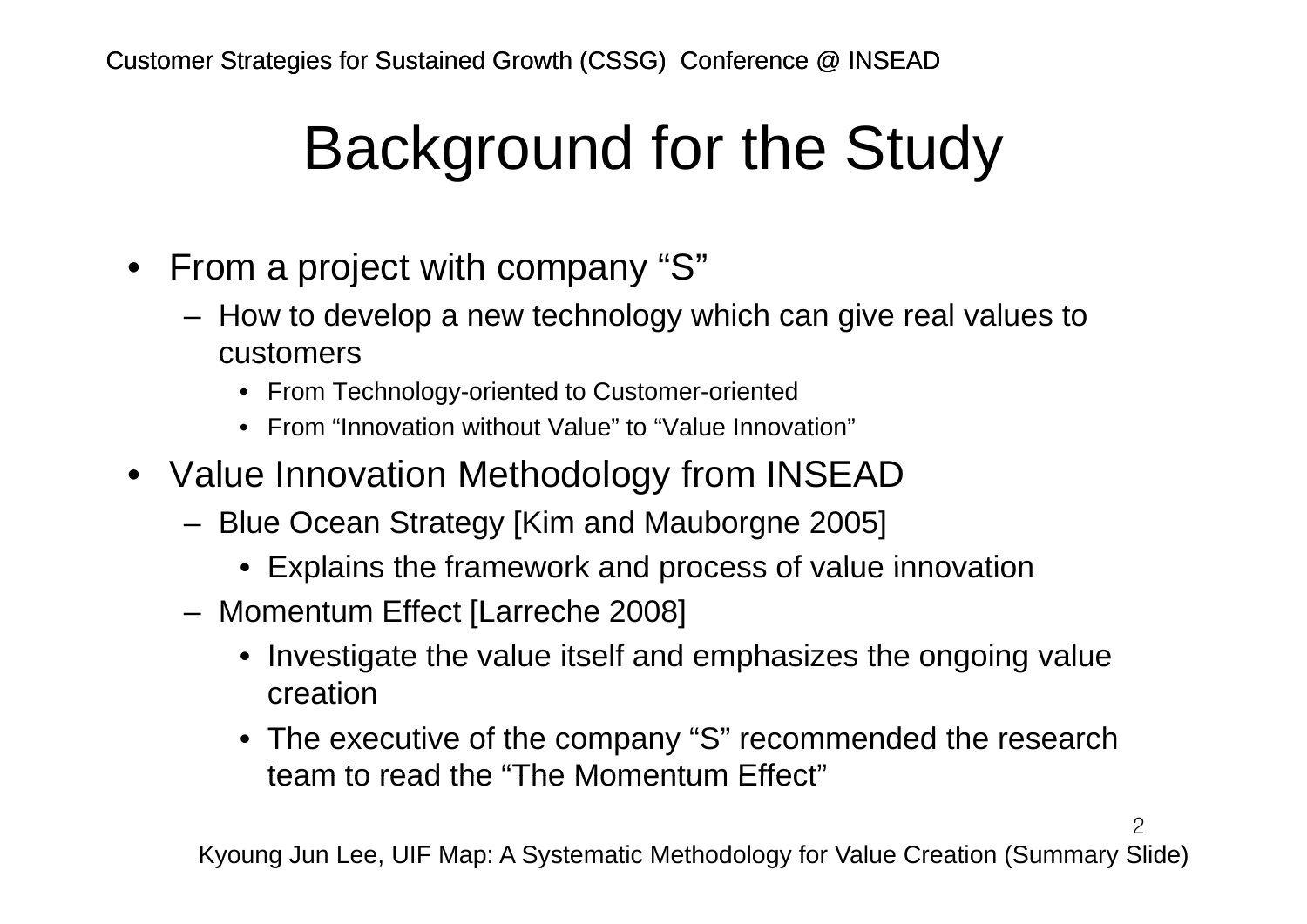# Background for the Study

- From a project with company “S”
  - How to develop a new technology which can give real values to customers
    - From Technology-oriented to Customer-oriented
    - From “Innovation without Value” to “Value Innovation”
- Value Innovation Methodology from INSEAD
  - Blue Ocean Strategy [Kim and Mauborgne 2005]
    - Explains the framework and process of value innovation
  - Momentum Effect [Larreche 2008]
    - Investigate the value itself and emphasizes the ongoing value creation
    - The executive of the company “S” recommended the research team to read the “The Momentum Effect”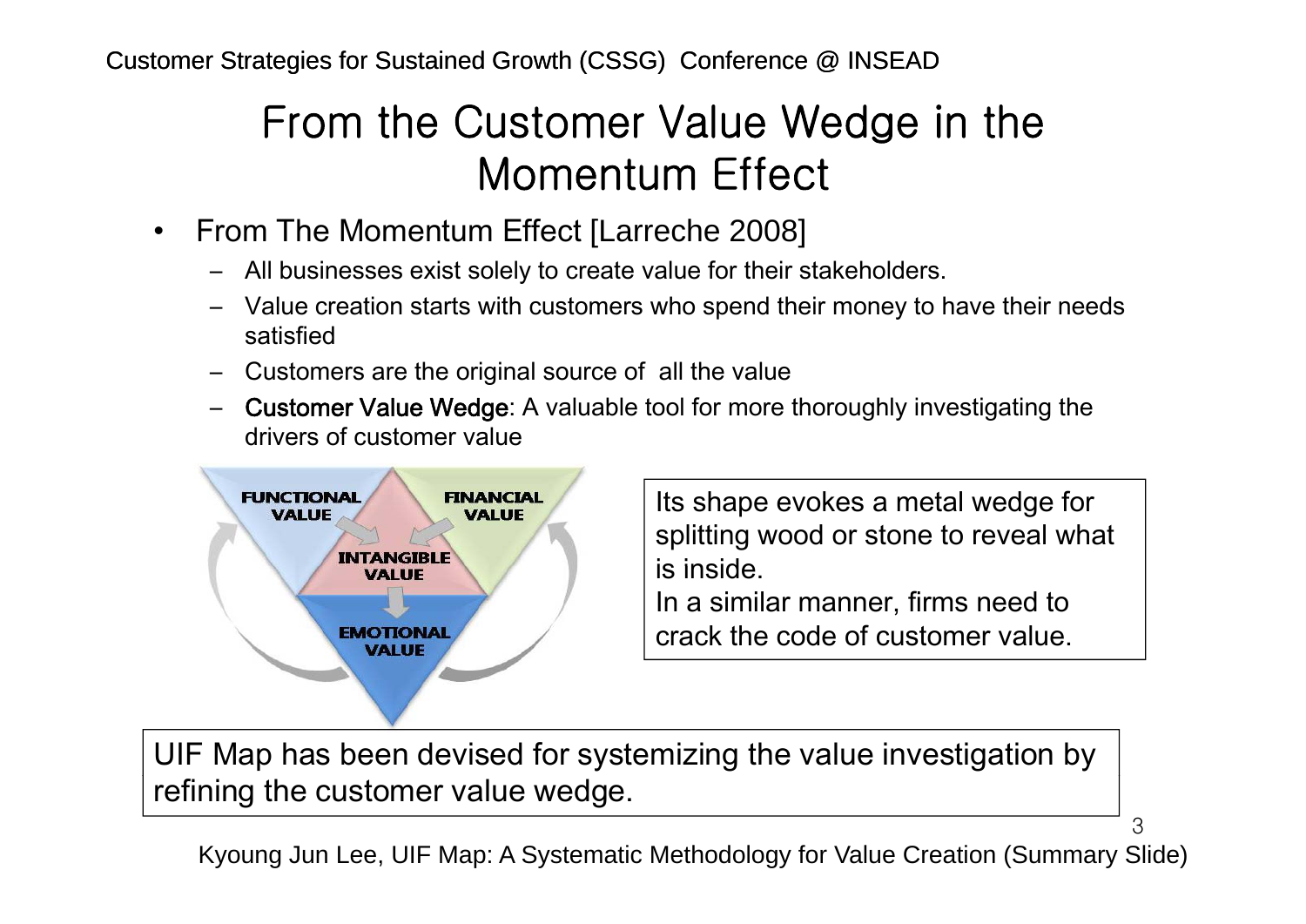# From the Customer Value Wedge in the Momentum Effect

- From The Momentum Effect [Larreche 2008]
  - All businesses exist solely to create value for their stakeholders.
  - Value creation starts with customers who spend their money to have their needs satisfied
  - Customers are the original source of all the value
  - **Customer Value Wedge**: A valuable tool for more thoroughly investigating the drivers of customer value

FUNCTIONAL VALUE

FINANCIAL VALUE

INTANGIBLE VALUE

EMOTIONAL VALUE

Its shape evokes a metal wedge for splitting wood or stone to reveal what is inside.
In a similar manner, firms need to crack the code of customer value.

UIF Map has been devised for systemizing the value investigation by refining the customer value wedge.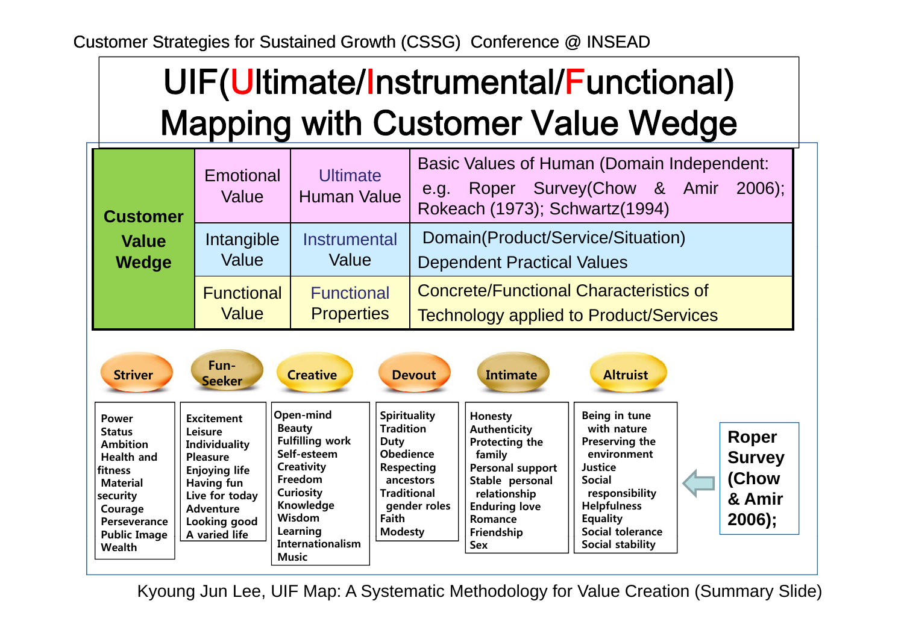Customer Strategies for Sustained Growth (CSSG) Conference @ INSEAD

# UIF(Ultimate/Instrumental/Functional) Mapping with Customer Value Wedge

| Customer Value Wedge | Emotional Value | Ultimate Human Value | Basic Values of Human (Domain Independent: e.g. Roper Survey(Chow & Amir 2006); Rokeach (1973); Schwartz(1994) |
|---|---|---|---|
| | Intangible Value | Instrumental Value | Domain(Product/Service/Situation) Dependent Practical Values |
| | Functional Value | Functional Properties | Concrete/Functional Characteristics of Technology applied to Product/Services |

| Striver | Fun-Seeker | Creative | Devout | Intimate | Altruist |
|---|---|---|---|---|---|
| Power<br>Status<br>Ambition<br>Health and fitness<br>Material security<br>Courage<br>Perseverance<br>Public Image<br>Wealth | Excitement<br>Leisure<br>Individuality<br>Pleasure<br>Enjoying life<br>Having fun<br>Live for today<br>Adventure<br>Looking good<br>A varied life | Open-mind<br>Beauty<br>Fulfilling work<br>Self-esteem<br>Creativity<br>Freedom<br>Curiosity<br>Knowledge<br>Wisdom<br>Learning<br>Internationalism<br>Music | Spirituality<br>Tradition<br>Duty<br>Obedience<br>Respecting ancestors<br>Traditional gender roles<br>Faith<br>Modesty | Honesty<br>Authenticity<br>Protecting the family<br>Personal support<br>Stable personal relationship<br>Enduring love<br>Romance<br>Friendship<br>Sex | Being in tune with nature<br>Preserving the environment<br>Justice<br>Social responsibility<br>Helpfulness<br>Equality<br>Social tolerance<br>Social stability |

**Roper Survey (Chow & Amir 2006);**

Kyoung Jun Lee, UIF Map: A Systematic Methodology for Value Creation (Summary Slide)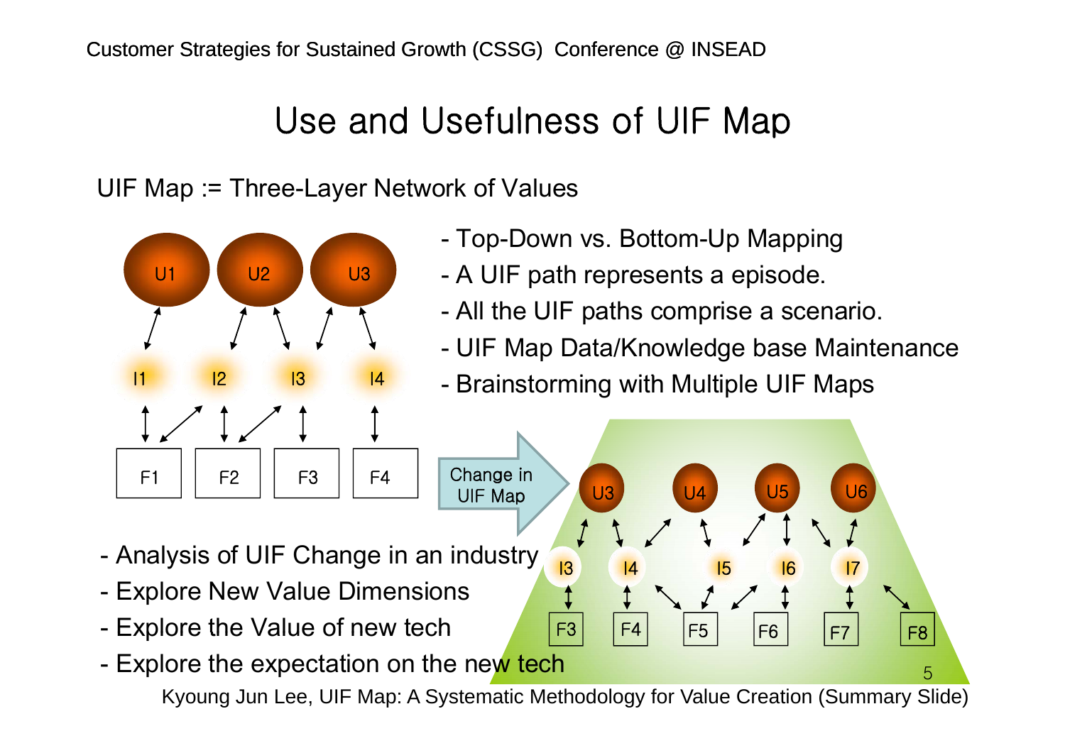Customer Strategies for Sustained Growth (CSSG) Conference @ INSEAD

# Use and Usefulness of UIF Map

UIF Map := Three-Layer Network of Values

U1 U2 U3

I1 I2 I3 I4

F1 F2 F3 F4

- Top-Down vs. Bottom-Up Mapping
- A UIF path represents a episode.
- All the UIF paths comprise a scenario.
- UIF Map Data/Knowledge base Maintenance
- Brainstorming with Multiple UIF Maps

Change in UIF Map

U3 U4 U5 U6

I3 I4 I5 I6 I7

F3 F4 F5 F6 F7 F8

- Analysis of UIF Change in an industry
- Explore New Value Dimensions
- Explore the Value of new tech
- Explore the expectation on the new tech

Kyoung Jun Lee, UIF Map: A Systematic Methodology for Value Creation (Summary Slide)